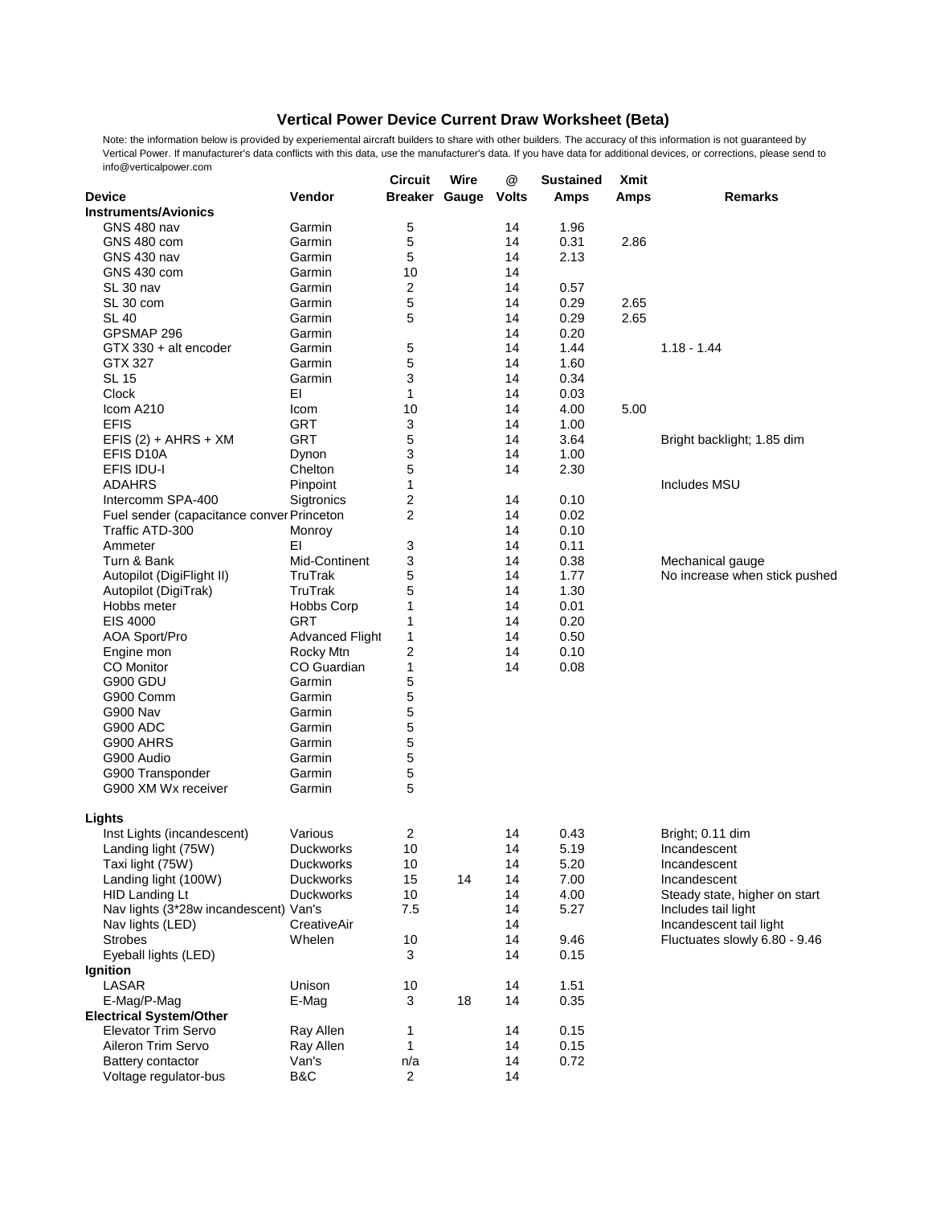# Vertical Power Device Current Draw Worksheet (Beta)

Note: the information below is provided by experiemental aircraft builders to share with other builders. The accuracy of this information is not guaranteed by Vertical Power. If manufacturer's data conflicts with this data, use the manufacturer's data. If you have data for additional devices, or corrections, please send to info@verticalpower.com

| Device | Vendor | Circuit Breaker | Wire Gauge | @ Volts | Sustained Amps | Xmit Amps | Remarks |
|---|---|---|---|---|---|---|---|
| **Instruments/Avionics** | | | | | | | |
| GNS 480 nav | Garmin | 5 | | 14 | 1.96 | | |
| GNS 480 com | Garmin | 5 | | 14 | 0.31 | 2.86 | |
| GNS 430 nav | Garmin | 5 | | 14 | 2.13 | | |
| GNS 430 com | Garmin | 10 | | 14 | | | |
| SL 30 nav | Garmin | 2 | | 14 | 0.57 | | |
| SL 30 com | Garmin | 5 | | 14 | 0.29 | 2.65 | |
| SL 40 | Garmin | 5 | | 14 | 0.29 | 2.65 | |
| GPSMAP 296 | Garmin | | | 14 | 0.20 | | |
| GTX 330 + alt encoder | Garmin | 5 | | 14 | 1.44 | | 1.18 - 1.44 |
| GTX 327 | Garmin | 5 | | 14 | 1.60 | | |
| SL 15 | Garmin | 3 | | 14 | 0.34 | | |
| Clock | EI | 1 | | 14 | 0.03 | | |
| Icom A210 | Icom | 10 | | 14 | 4.00 | 5.00 | |
| EFIS | GRT | 3 | | 14 | 1.00 | | |
| EFIS (2) + AHRS + XM | GRT | 5 | | 14 | 3.64 | | Bright backlight; 1.85 dim |
| EFIS D10A | Dynon | 3 | | 14 | 1.00 | | |
| EFIS IDU-I | Chelton | 5 | | 14 | 2.30 | | |
| ADAHRS | Pinpoint | 1 | | | | | Includes MSU |
| Intercomm SPA-400 | Sigtronics | 2 | | 14 | 0.10 | | |
| Fuel sender (capacitance conver | Princeton | 2 | | 14 | 0.02 | | |
| Traffic ATD-300 | Monroy | | | 14 | 0.10 | | |
| Ammeter | EI | 3 | | 14 | 0.11 | | |
| Turn & Bank | Mid-Continent | 3 | | 14 | 0.38 | | Mechanical gauge |
| Autopilot (DigiFlight II) | TruTrak | 5 | | 14 | 1.77 | | No increase when stick pushed |
| Autopilot (DigiTrak) | TruTrak | 5 | | 14 | 1.30 | | |
| Hobbs meter | Hobbs Corp | 1 | | 14 | 0.01 | | |
| EIS 4000 | GRT | 1 | | 14 | 0.20 | | |
| AOA Sport/Pro | Advanced Flight | 1 | | 14 | 0.50 | | |
| Engine mon | Rocky Mtn | 2 | | 14 | 0.10 | | |
| CO Monitor | CO Guardian | 1 | | 14 | 0.08 | | |
| G900 GDU | Garmin | 5 | | | | | |
| G900 Comm | Garmin | 5 | | | | | |
| G900 Nav | Garmin | 5 | | | | | |
| G900 ADC | Garmin | 5 | | | | | |
| G900 AHRS | Garmin | 5 | | | | | |
| G900 Audio | Garmin | 5 | | | | | |
| G900 Transponder | Garmin | 5 | | | | | |
| G900 XM Wx receiver | Garmin | 5 | | | | | |
| **Lights** | | | | | | | |
| Inst Lights (incandescent) | Various | 2 | | 14 | 0.43 | | Bright; 0.11 dim |
| Landing light (75W) | Duckworks | 10 | | 14 | 5.19 | | Incandescent |
| Taxi light (75W) | Duckworks | 10 | | 14 | 5.20 | | Incandescent |
| Landing light (100W) | Duckworks | 15 | 14 | 14 | 7.00 | | Incandescent |
| HID Landing Lt | Duckworks | 10 | | 14 | 4.00 | | Steady state, higher on start |
| Nav lights (3*28w incandescent) | Van's | 7.5 | | 14 | 5.27 | | Includes tail light |
| Nav lights (LED) | CreativeAir | | | 14 | | | Incandescent tail light |
| Strobes | Whelen | 10 | | 14 | 9.46 | | Fluctuates slowly 6.80 - 9.46 |
| Eyeball lights (LED) | | 3 | | 14 | 0.15 | | |
| **Ignition** | | | | | | | |
| LASAR | Unison | 10 | | 14 | 1.51 | | |
| E-Mag/P-Mag | E-Mag | 3 | 18 | 14 | 0.35 | | |
| **Electrical System/Other** | | | | | | | |
| Elevator Trim Servo | Ray Allen | 1 | | 14 | 0.15 | | |
| Aileron Trim Servo | Ray Allen | 1 | | 14 | 0.15 | | |
| Battery contactor | Van's | n/a | | 14 | 0.72 | | |
| Voltage regulator-bus | B&C | 2 | | 14 | | | |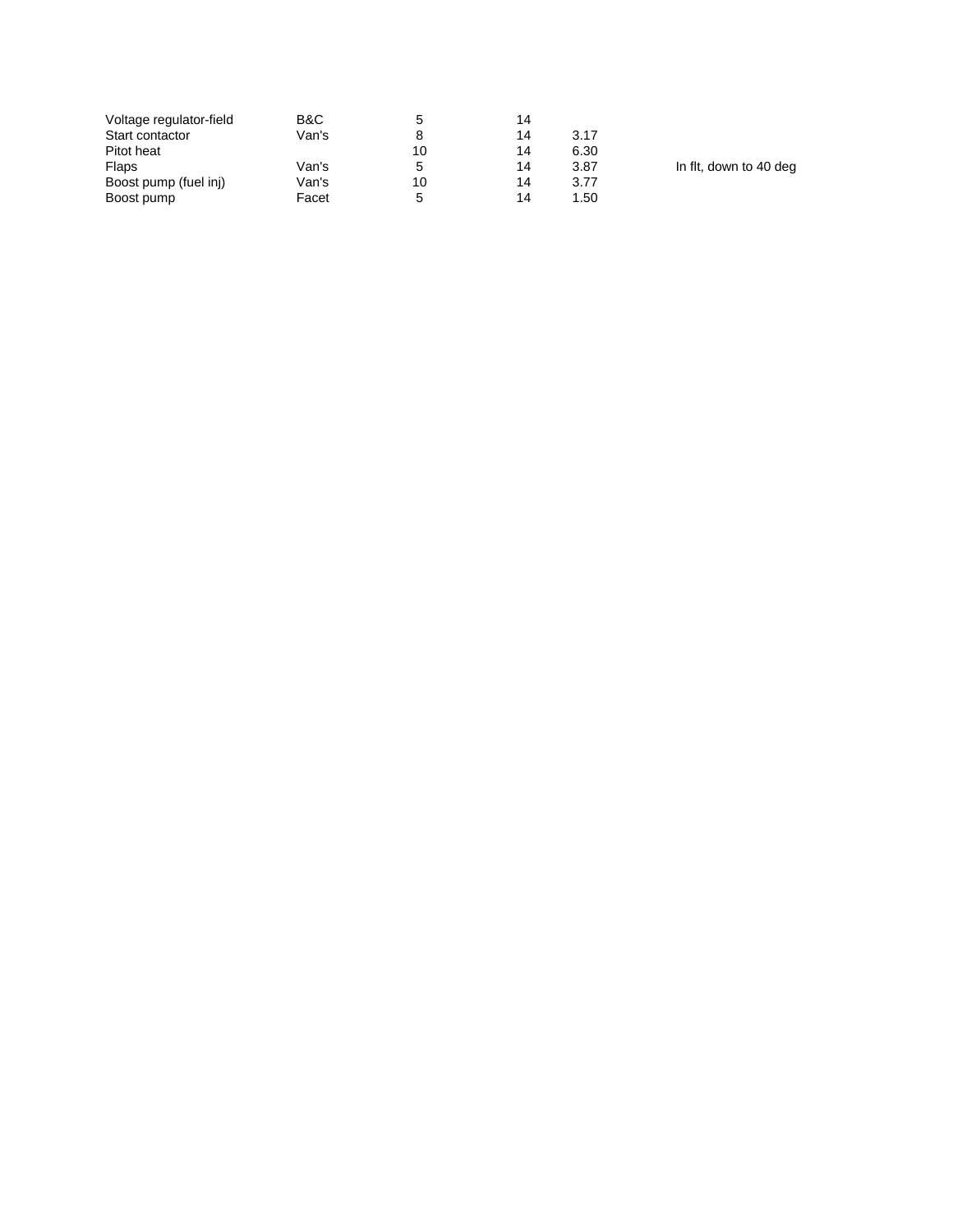| | | | | | |
|---|---|---|---|---|---|
| Voltage regulator-field | B&C | 5 | 14 | | |
| Start contactor | Van's | 8 | 14 | 3.17 | |
| Pitot heat | | 10 | 14 | 6.30 | |
| Flaps | Van's | 5 | 14 | 3.87 | In flt, down to 40 deg |
| Boost pump (fuel inj) | Van's | 10 | 14 | 3.77 | |
| Boost pump | Facet | 5 | 14 | 1.50 | |